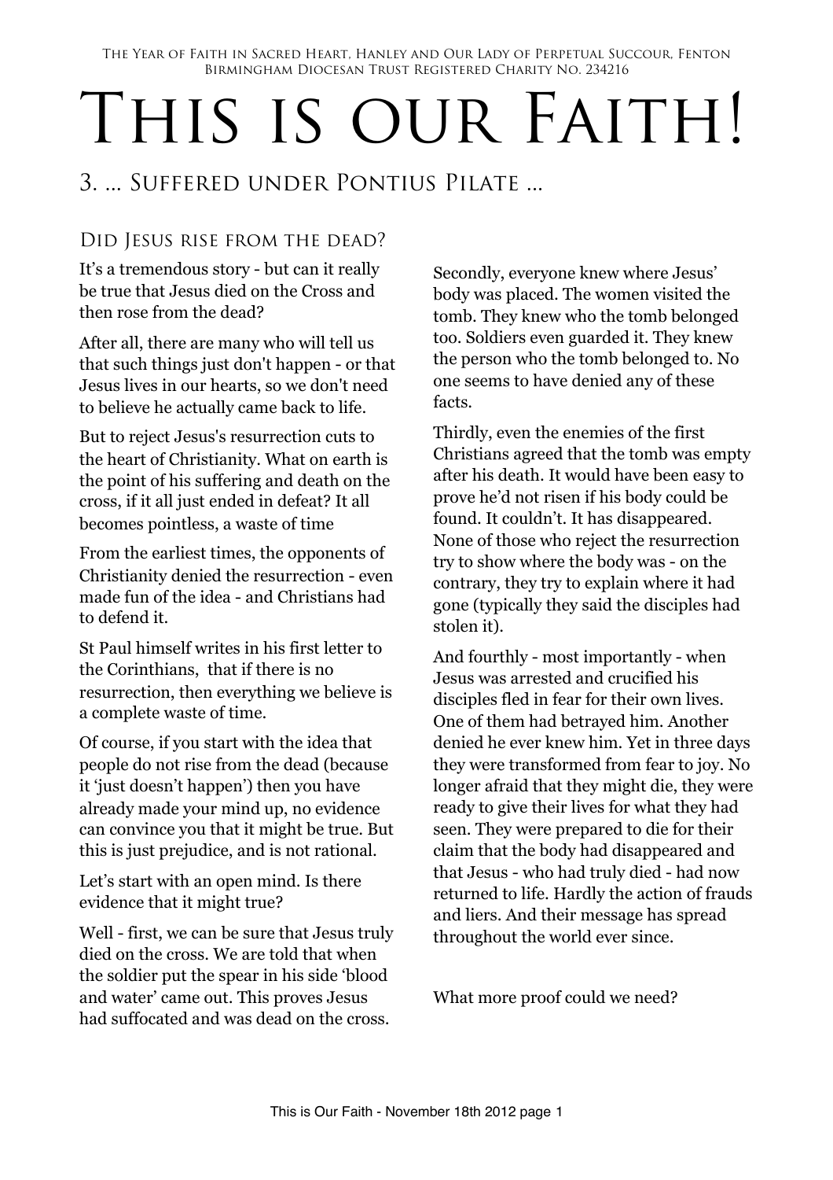The Year of Faith in Sacred Heart, Hanley and Our Lady of Perpetual Succour, Fenton
Birmingham Diocesan Trust Registered Charity No. 234216

# This is our Faith!

## 3. ... Suffered under Pontius Pilate ...

### Did Jesus rise from the dead?

It's a tremendous story - but can it really be true that Jesus died on the Cross and then rose from the dead?

After all, there are many who will tell us that such things just don't happen - or that Jesus lives in our hearts, so we don't need to believe he actually came back to life.

But to reject Jesus's resurrection cuts to the heart of Christianity. What on earth is the point of his suffering and death on the cross, if it all just ended in defeat? It all becomes pointless, a waste of time

From the earliest times, the opponents of Christianity denied the resurrection - even made fun of the idea - and Christians had to defend it.

St Paul himself writes in his first letter to the Corinthians, that if there is no resurrection, then everything we believe is a complete waste of time.

Of course, if you start with the idea that people do not rise from the dead (because it 'just doesn't happen') then you have already made your mind up, no evidence can convince you that it might be true. But this is just prejudice, and is not rational.

Let's start with an open mind. Is there evidence that it might true?

Well - first, we can be sure that Jesus truly died on the cross. We are told that when the soldier put the spear in his side 'blood and water' came out. This proves Jesus had suffocated and was dead on the cross.

Secondly, everyone knew where Jesus' body was placed. The women visited the tomb. They knew who the tomb belonged too. Soldiers even guarded it. They knew the person who the tomb belonged to. No one seems to have denied any of these facts.

Thirdly, even the enemies of the first Christians agreed that the tomb was empty after his death. It would have been easy to prove he'd not risen if his body could be found. It couldn't. It has disappeared. None of those who reject the resurrection try to show where the body was - on the contrary, they try to explain where it had gone (typically they said the disciples had stolen it).

And fourthly - most importantly - when Jesus was arrested and crucified his disciples fled in fear for their own lives. One of them had betrayed him. Another denied he ever knew him. Yet in three days they were transformed from fear to joy. No longer afraid that they might die, they were ready to give their lives for what they had seen. They were prepared to die for their claim that the body had disappeared and that Jesus - who had truly died - had now returned to life. Hardly the action of frauds and liers. And their message has spread throughout the world ever since.

What more proof could we need?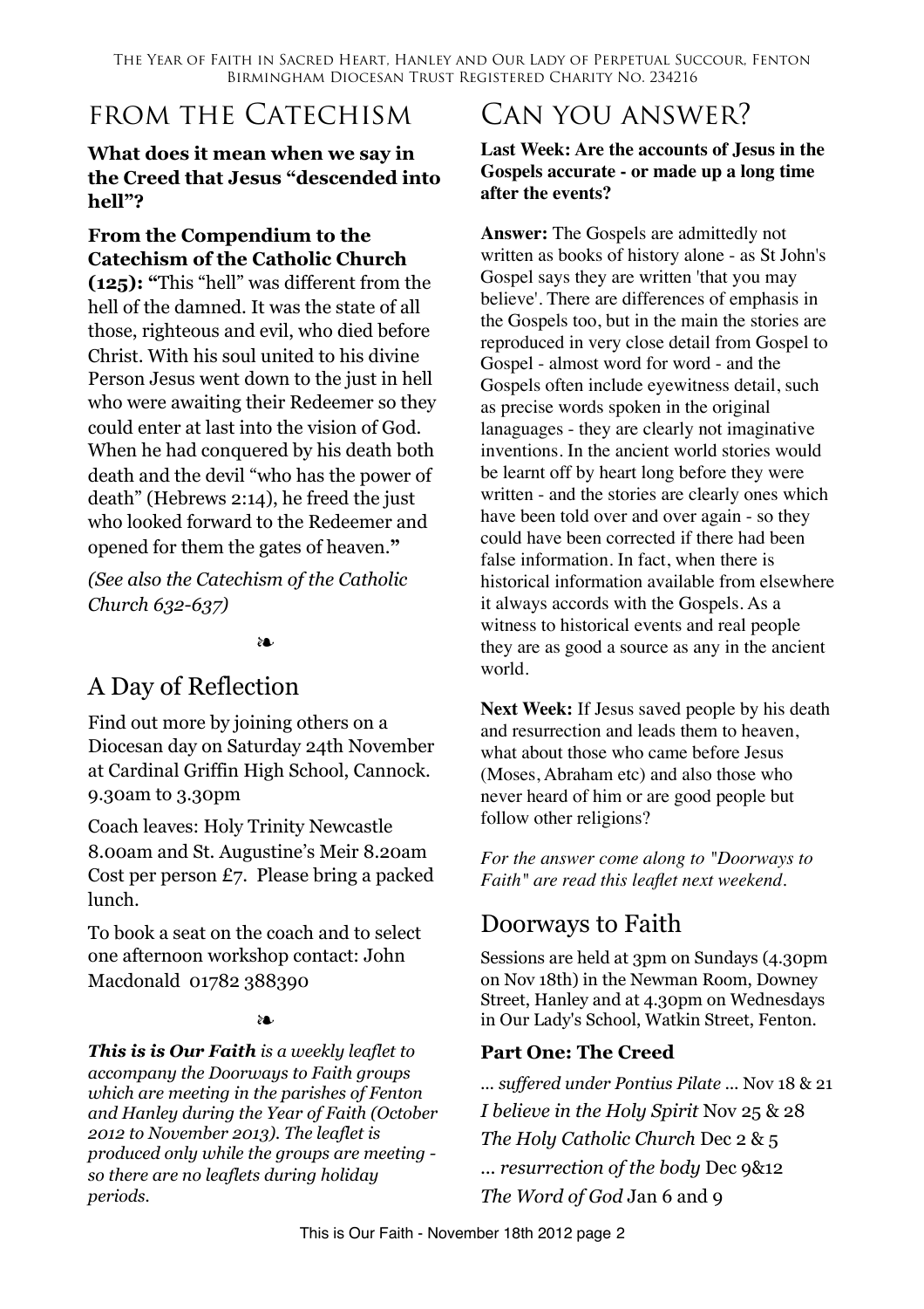# FROM THE CATECHISM

**What does it mean when we say in the Creed that Jesus "descended into hell"?**

**From the Compendium to the Catechism of the Catholic Church (125): "**This "hell" was different from the hell of the damned. It was the state of all those, righteous and evil, who died before Christ. With his soul united to his divine Person Jesus went down to the just in hell who were awaiting their Redeemer so they could enter at last into the vision of God. When he had conquered by his death both death and the devil "who has the power of death" (Hebrews 2:14), he freed the just who looked forward to the Redeemer and opened for them the gates of heaven.**"**

*(See also the Catechism of the Catholic Church 632-637)*

❧

## A Day of Reflection

Find out more by joining others on a Diocesan day on Saturday 24th November at Cardinal Griffin High School, Cannock. 9.30am to 3.30pm

Coach leaves: Holy Trinity Newcastle 8.00am and St. Augustine's Meir 8.20am Cost per person £7. Please bring a packed lunch.

To book a seat on the coach and to select one afternoon workshop contact: John Macdonald 01782 388390

❧

***This is is Our Faith*** *is a weekly leaflet to accompany the Doorways to Faith groups which are meeting in the parishes of Fenton and Hanley during the Year of Faith (October 2012 to November 2013). The leaflet is produced only while the groups are meeting - so there are no leaflets during holiday periods.*

# CAN YOU ANSWER?

**Last Week: Are the accounts of Jesus in the Gospels accurate - or made up a long time after the events?**

**Answer:** The Gospels are admittedly not written as books of history alone - as St John's Gospel says they are written 'that you may believe'. There are differences of emphasis in the Gospels too, but in the main the stories are reproduced in very close detail from Gospel to Gospel - almost word for word - and the Gospels often include eyewitness detail, such as precise words spoken in the original lanaguages - they are clearly not imaginative inventions. In the ancient world stories would be learnt off by heart long before they were written - and the stories are clearly ones which have been told over and over again - so they could have been corrected if there had been false information. In fact, when there is historical information available from elsewhere it always accords with the Gospels. As a witness to historical events and real people they are as good a source as any in the ancient world.

**Next Week:** If Jesus saved people by his death and resurrection and leads them to heaven, what about those who came before Jesus (Moses, Abraham etc) and also those who never heard of him or are good people but follow other religions?

*For the answer come along to "Doorways to Faith" are read this leaflet next weekend.*

## Doorways to Faith

Sessions are held at 3pm on Sundays (4.30pm on Nov 18th) in the Newman Room, Downey Street, Hanley and at 4.30pm on Wednesdays in Our Lady's School, Watkin Street, Fenton.

### Part One: The Creed

*... suffered under Pontius Pilate ...* Nov 18 & 21
*I believe in the Holy Spirit* Nov 25 & 28
*The Holy Catholic Church* Dec 2 & 5
*... resurrection of the body* Dec 9&12
*The Word of God* Jan 6 and 9